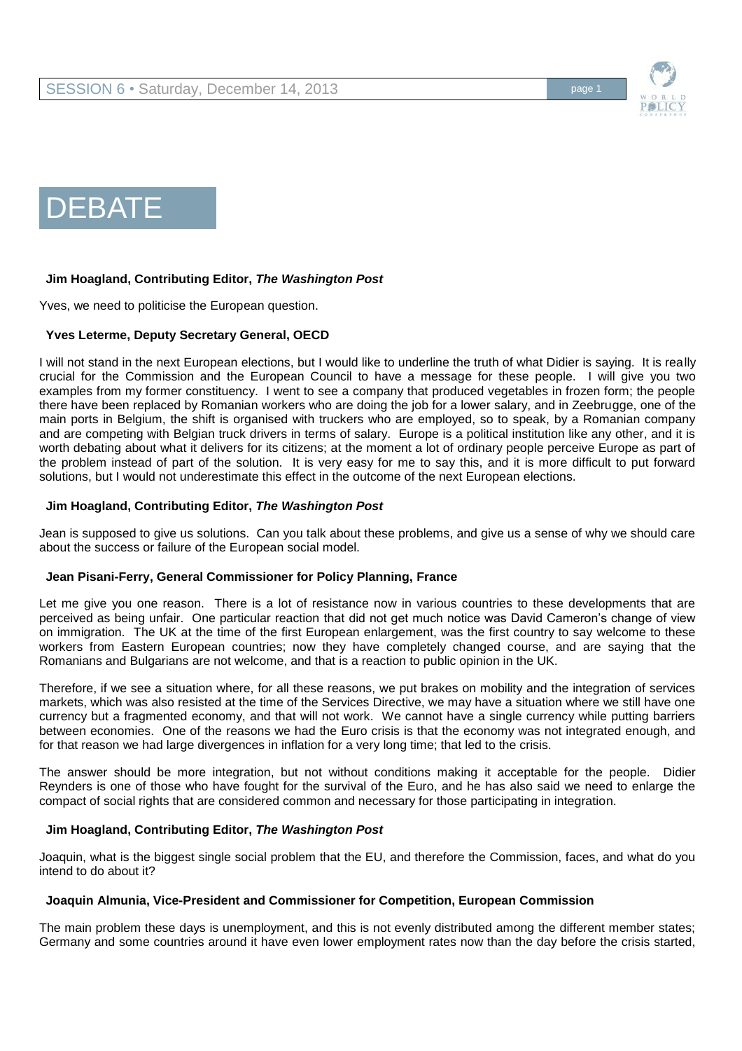# DEBATE

**Jim Hoagland, Contributing Editor, *The Washington Post***

Yves, we need to politicise the European question.

**Yves Leterme, Deputy Secretary General, OECD**

I will not stand in the next European elections, but I would like to underline the truth of what Didier is saying. It is really crucial for the Commission and the European Council to have a message for these people. I will give you two examples from my former constituency. I went to see a company that produced vegetables in frozen form; the people there have been replaced by Romanian workers who are doing the job for a lower salary, and in Zeebrugge, one of the main ports in Belgium, the shift is organised with truckers who are employed, so to speak, by a Romanian company and are competing with Belgian truck drivers in terms of salary. Europe is a political institution like any other, and it is worth debating about what it delivers for its citizens; at the moment a lot of ordinary people perceive Europe as part of the problem instead of part of the solution. It is very easy for me to say this, and it is more difficult to put forward solutions, but I would not underestimate this effect in the outcome of the next European elections.

**Jim Hoagland, Contributing Editor, *The Washington Post***

Jean is supposed to give us solutions. Can you talk about these problems, and give us a sense of why we should care about the success or failure of the European social model.

**Jean Pisani-Ferry, General Commissioner for Policy Planning, France**

Let me give you one reason. There is a lot of resistance now in various countries to these developments that are perceived as being unfair. One particular reaction that did not get much notice was David Cameron's change of view on immigration. The UK at the time of the first European enlargement, was the first country to say welcome to these workers from Eastern European countries; now they have completely changed course, and are saying that the Romanians and Bulgarians are not welcome, and that is a reaction to public opinion in the UK.

Therefore, if we see a situation where, for all these reasons, we put brakes on mobility and the integration of services markets, which was also resisted at the time of the Services Directive, we may have a situation where we still have one currency but a fragmented economy, and that will not work. We cannot have a single currency while putting barriers between economies. One of the reasons we had the Euro crisis is that the economy was not integrated enough, and for that reason we had large divergences in inflation for a very long time; that led to the crisis.

The answer should be more integration, but not without conditions making it acceptable for the people. Didier Reynders is one of those who have fought for the survival of the Euro, and he has also said we need to enlarge the compact of social rights that are considered common and necessary for those participating in integration.

**Jim Hoagland, Contributing Editor, *The Washington Post***

Joaquin, what is the biggest single social problem that the EU, and therefore the Commission, faces, and what do you intend to do about it?

**Joaquin Almunia, Vice-President and Commissioner for Competition, European Commission**

The main problem these days is unemployment, and this is not evenly distributed among the different member states; Germany and some countries around it have even lower employment rates now than the day before the crisis started,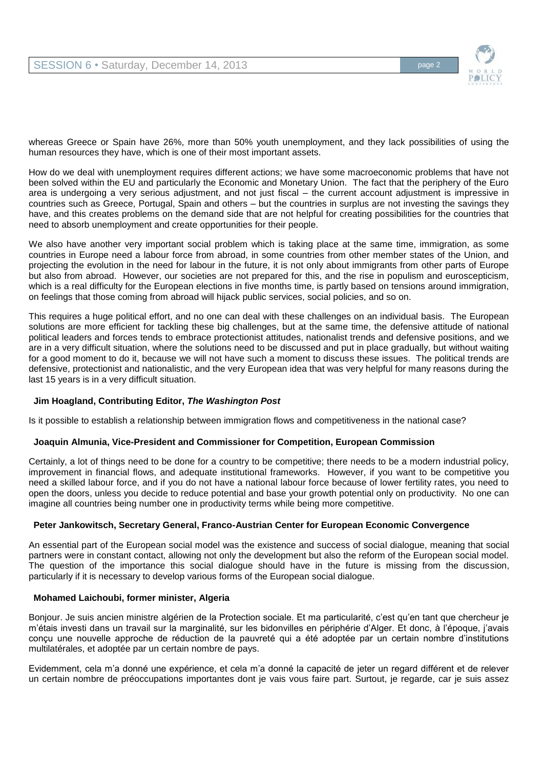whereas Greece or Spain have 26%, more than 50% youth unemployment, and they lack possibilities of using the human resources they have, which is one of their most important assets.

How do we deal with unemployment requires different actions; we have some macroeconomic problems that have not been solved within the EU and particularly the Economic and Monetary Union. The fact that the periphery of the Euro area is undergoing a very serious adjustment, and not just fiscal – the current account adjustment is impressive in countries such as Greece, Portugal, Spain and others – but the countries in surplus are not investing the savings they have, and this creates problems on the demand side that are not helpful for creating possibilities for the countries that need to absorb unemployment and create opportunities for their people.

We also have another very important social problem which is taking place at the same time, immigration, as some countries in Europe need a labour force from abroad, in some countries from other member states of the Union, and projecting the evolution in the need for labour in the future, it is not only about immigrants from other parts of Europe but also from abroad. However, our societies are not prepared for this, and the rise in populism and euroscepticism, which is a real difficulty for the European elections in five months time, is partly based on tensions around immigration, on feelings that those coming from abroad will hijack public services, social policies, and so on.

This requires a huge political effort, and no one can deal with these challenges on an individual basis. The European solutions are more efficient for tackling these big challenges, but at the same time, the defensive attitude of national political leaders and forces tends to embrace protectionist attitudes, nationalist trends and defensive positions, and we are in a very difficult situation, where the solutions need to be discussed and put in place gradually, but without waiting for a good moment to do it, because we will not have such a moment to discuss these issues. The political trends are defensive, protectionist and nationalistic, and the very European idea that was very helpful for many reasons during the last 15 years is in a very difficult situation.

**Jim Hoagland, Contributing Editor, *The Washington Post***

Is it possible to establish a relationship between immigration flows and competitiveness in the national case?

**Joaquin Almunia, Vice-President and Commissioner for Competition, European Commission**

Certainly, a lot of things need to be done for a country to be competitive; there needs to be a modern industrial policy, improvement in financial flows, and adequate institutional frameworks. However, if you want to be competitive you need a skilled labour force, and if you do not have a national labour force because of lower fertility rates, you need to open the doors, unless you decide to reduce potential and base your growth potential only on productivity. No one can imagine all countries being number one in productivity terms while being more competitive.

**Peter Jankowitsch, Secretary General, Franco-Austrian Center for European Economic Convergence**

An essential part of the European social model was the existence and success of social dialogue, meaning that social partners were in constant contact, allowing not only the development but also the reform of the European social model. The question of the importance this social dialogue should have in the future is missing from the discussion, particularly if it is necessary to develop various forms of the European social dialogue.

**Mohamed Laichoubi, former minister, Algeria**

Bonjour. Je suis ancien ministre algérien de la Protection sociale. Et ma particularité, c'est qu'en tant que chercheur je m'étais investi dans un travail sur la marginalité, sur les bidonvilles en périphérie d'Alger. Et donc, à l'époque, j'avais conçu une nouvelle approche de réduction de la pauvreté qui a été adoptée par un certain nombre d'institutions multilatérales, et adoptée par un certain nombre de pays.

Evidemment, cela m'a donné une expérience, et cela m'a donné la capacité de jeter un regard différent et de relever un certain nombre de préoccupations importantes dont je vais vous faire part. Surtout, je regarde, car je suis assez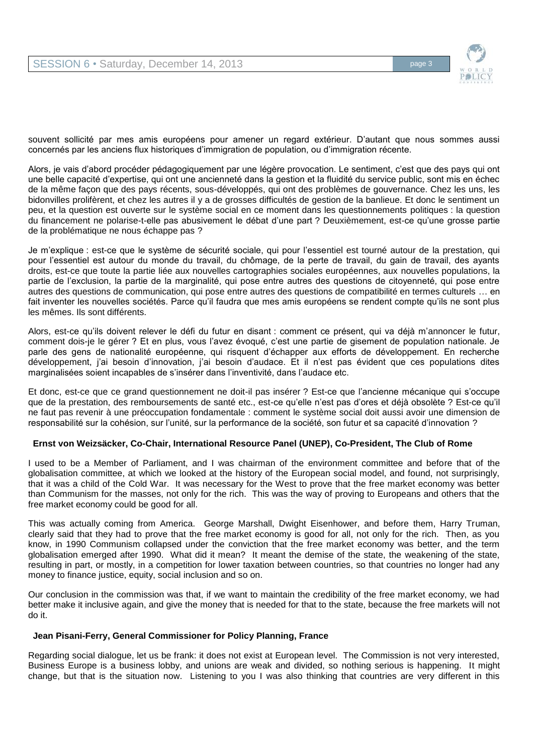souvent sollicité par mes amis européens pour amener un regard extérieur. D'autant que nous sommes aussi concernés par les anciens flux historiques d'immigration de population, ou d'immigration récente.

Alors, je vais d'abord procéder pédagogiquement par une légère provocation. Le sentiment, c'est que des pays qui ont une belle capacité d'expertise, qui ont une ancienneté dans la gestion et la fluidité du service public, sont mis en échec de la même façon que des pays récents, sous-développés, qui ont des problèmes de gouvernance. Chez les uns, les bidonvilles prolifèrent, et chez les autres il y a de grosses difficultés de gestion de la banlieue. Et donc le sentiment un peu, et la question est ouverte sur le système social en ce moment dans les questionnements politiques : la question du financement ne polarise-t-elle pas abusivement le débat d'une part ? Deuxièmement, est-ce qu'une grosse partie de la problématique ne nous échappe pas ?

Je m'explique : est-ce que le système de sécurité sociale, qui pour l'essentiel est tourné autour de la prestation, qui pour l'essentiel est autour du monde du travail, du chômage, de la perte de travail, du gain de travail, des ayants droits, est-ce que toute la partie liée aux nouvelles cartographies sociales européennes, aux nouvelles populations, la partie de l'exclusion, la partie de la marginalité, qui pose entre autres des questions de citoyenneté, qui pose entre autres des questions de communication, qui pose entre autres des questions de compatibilité en termes culturels … en fait inventer les nouvelles sociétés. Parce qu'il faudra que mes amis européens se rendent compte qu'ils ne sont plus les mêmes. Ils sont différents.

Alors, est-ce qu'ils doivent relever le défi du futur en disant : comment ce présent, qui va déjà m'annoncer le futur, comment dois-je le gérer ? Et en plus, vous l'avez évoqué, c'est une partie de gisement de population nationale. Je parle des gens de nationalité européenne, qui risquent d'échapper aux efforts de développement. En recherche développement, j'ai besoin d'innovation, j'ai besoin d'audace. Et il n'est pas évident que ces populations dites marginalisées soient incapables de s'insérer dans l'inventivité, dans l'audace etc.

Et donc, est-ce que ce grand questionnement ne doit-il pas insérer ? Est-ce que l'ancienne mécanique qui s'occupe que de la prestation, des remboursements de santé etc., est-ce qu'elle n'est pas d'ores et déjà obsolète ? Est-ce qu'il ne faut pas revenir à une préoccupation fondamentale : comment le système social doit aussi avoir une dimension de responsabilité sur la cohésion, sur l'unité, sur la performance de la société, son futur et sa capacité d'innovation ?

**Ernst von Weizsäcker, Co-Chair, International Resource Panel (UNEP), Co-President, The Club of Rome**

I used to be a Member of Parliament, and I was chairman of the environment committee and before that of the globalisation committee, at which we looked at the history of the European social model, and found, not surprisingly, that it was a child of the Cold War. It was necessary for the West to prove that the free market economy was better than Communism for the masses, not only for the rich. This was the way of proving to Europeans and others that the free market economy could be good for all.

This was actually coming from America. George Marshall, Dwight Eisenhower, and before them, Harry Truman, clearly said that they had to prove that the free market economy is good for all, not only for the rich. Then, as you know, in 1990 Communism collapsed under the conviction that the free market economy was better, and the term globalisation emerged after 1990. What did it mean? It meant the demise of the state, the weakening of the state, resulting in part, or mostly, in a competition for lower taxation between countries, so that countries no longer had any money to finance justice, equity, social inclusion and so on.

Our conclusion in the commission was that, if we want to maintain the credibility of the free market economy, we had better make it inclusive again, and give the money that is needed for that to the state, because the free markets will not do it.

**Jean Pisani-Ferry, General Commissioner for Policy Planning, France**

Regarding social dialogue, let us be frank: it does not exist at European level. The Commission is not very interested, Business Europe is a business lobby, and unions are weak and divided, so nothing serious is happening. It might change, but that is the situation now. Listening to you I was also thinking that countries are very different in this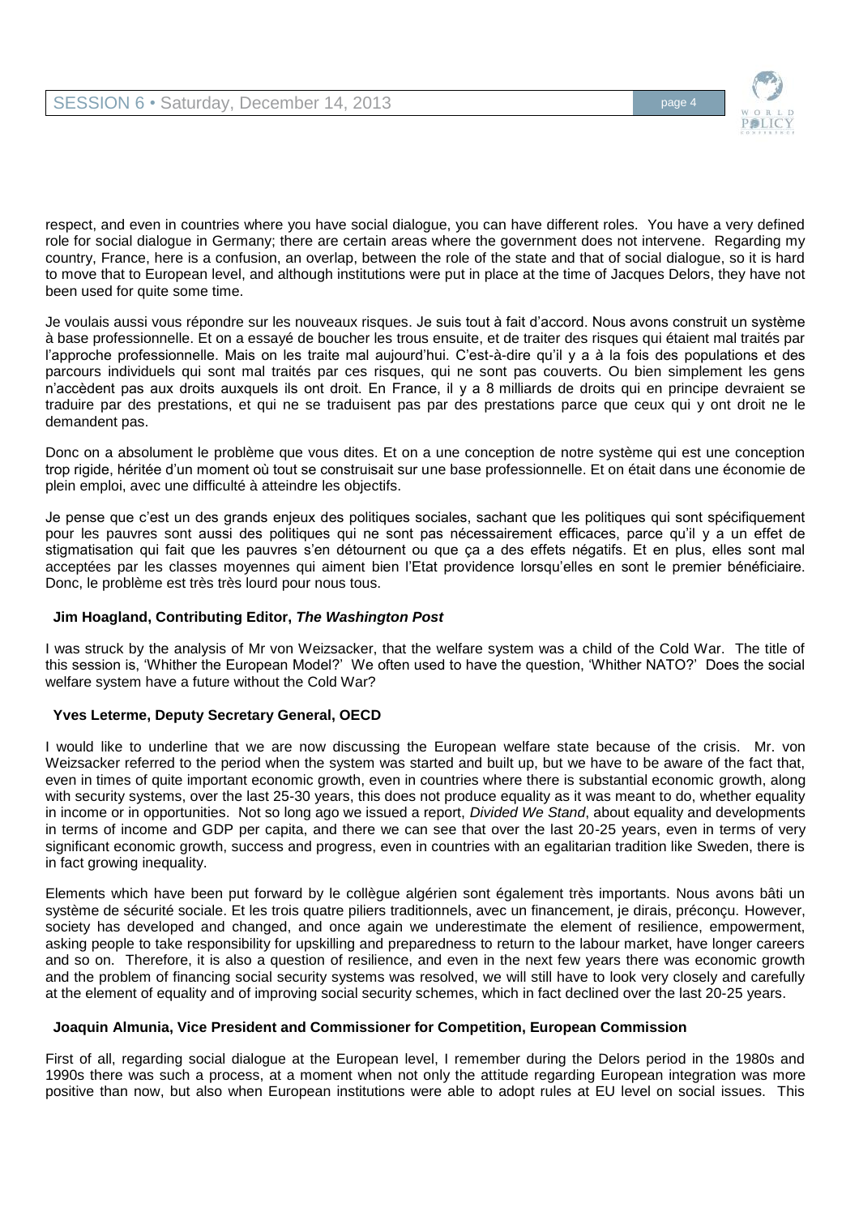respect, and even in countries where you have social dialogue, you can have different roles. You have a very defined role for social dialogue in Germany; there are certain areas where the government does not intervene. Regarding my country, France, here is a confusion, an overlap, between the role of the state and that of social dialogue, so it is hard to move that to European level, and although institutions were put in place at the time of Jacques Delors, they have not been used for quite some time.

Je voulais aussi vous répondre sur les nouveaux risques. Je suis tout à fait d'accord. Nous avons construit un système à base professionnelle. Et on a essayé de boucher les trous ensuite, et de traiter des risques qui étaient mal traités par l'approche professionnelle. Mais on les traite mal aujourd'hui. C'est-à-dire qu'il y a à la fois des populations et des parcours individuels qui sont mal traités par ces risques, qui ne sont pas couverts. Ou bien simplement les gens n'accèdent pas aux droits auxquels ils ont droit. En France, il y a 8 milliards de droits qui en principe devraient se traduire par des prestations, et qui ne se traduisent pas par des prestations parce que ceux qui y ont droit ne le demandent pas.

Donc on a absolument le problème que vous dites. Et on a une conception de notre système qui est une conception trop rigide, héritée d'un moment où tout se construisait sur une base professionnelle. Et on était dans une économie de plein emploi, avec une difficulté à atteindre les objectifs.

Je pense que c'est un des grands enjeux des politiques sociales, sachant que les politiques qui sont spécifiquement pour les pauvres sont aussi des politiques qui ne sont pas nécessairement efficaces, parce qu'il y a un effet de stigmatisation qui fait que les pauvres s'en détournent ou que ça a des effets négatifs. Et en plus, elles sont mal acceptées par les classes moyennes qui aiment bien l'Etat providence lorsqu'elles en sont le premier bénéficiaire. Donc, le problème est très très lourd pour nous tous.

**Jim Hoagland, Contributing Editor, *The Washington Post***

I was struck by the analysis of Mr von Weizsacker, that the welfare system was a child of the Cold War. The title of this session is, 'Whither the European Model?' We often used to have the question, 'Whither NATO?' Does the social welfare system have a future without the Cold War?

**Yves Leterme, Deputy Secretary General, OECD**

I would like to underline that we are now discussing the European welfare state because of the crisis. Mr. von Weizsacker referred to the period when the system was started and built up, but we have to be aware of the fact that, even in times of quite important economic growth, even in countries where there is substantial economic growth, along with security systems, over the last 25-30 years, this does not produce equality as it was meant to do, whether equality in income or in opportunities. Not so long ago we issued a report, *Divided We Stand*, about equality and developments in terms of income and GDP per capita, and there we can see that over the last 20-25 years, even in terms of very significant economic growth, success and progress, even in countries with an egalitarian tradition like Sweden, there is in fact growing inequality.

Elements which have been put forward by le collègue algérien sont également très importants. Nous avons bâti un système de sécurité sociale. Et les trois quatre piliers traditionnels, avec un financement, je dirais, préconçu. However, society has developed and changed, and once again we underestimate the element of resilience, empowerment, asking people to take responsibility for upskilling and preparedness to return to the labour market, have longer careers and so on. Therefore, it is also a question of resilience, and even in the next few years there was economic growth and the problem of financing social security systems was resolved, we will still have to look very closely and carefully at the element of equality and of improving social security schemes, which in fact declined over the last 20-25 years.

**Joaquin Almunia, Vice President and Commissioner for Competition, European Commission**

First of all, regarding social dialogue at the European level, I remember during the Delors period in the 1980s and 1990s there was such a process, at a moment when not only the attitude regarding European integration was more positive than now, but also when European institutions were able to adopt rules at EU level on social issues. This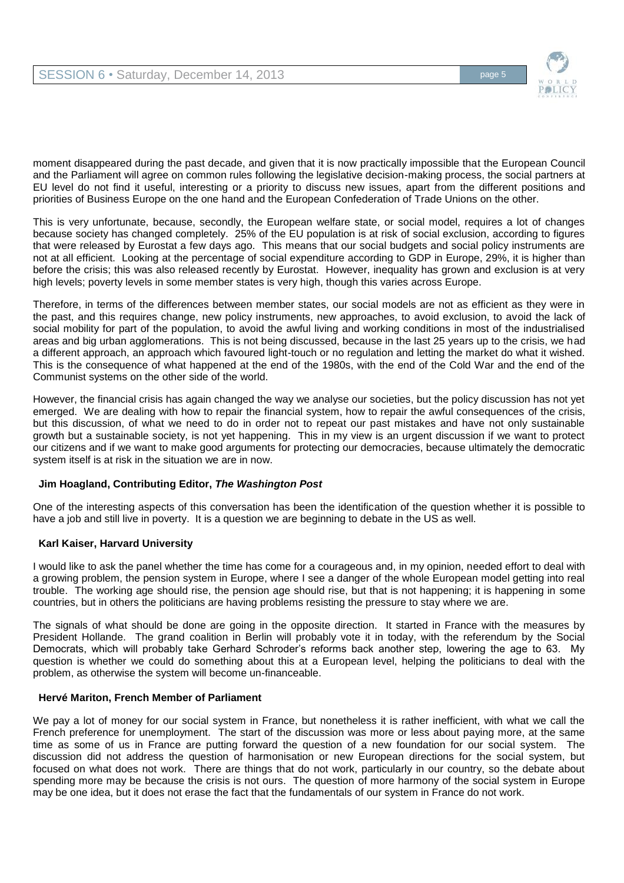moment disappeared during the past decade, and given that it is now practically impossible that the European Council and the Parliament will agree on common rules following the legislative decision-making process, the social partners at EU level do not find it useful, interesting or a priority to discuss new issues, apart from the different positions and priorities of Business Europe on the one hand and the European Confederation of Trade Unions on the other.

This is very unfortunate, because, secondly, the European welfare state, or social model, requires a lot of changes because society has changed completely. 25% of the EU population is at risk of social exclusion, according to figures that were released by Eurostat a few days ago. This means that our social budgets and social policy instruments are not at all efficient. Looking at the percentage of social expenditure according to GDP in Europe, 29%, it is higher than before the crisis; this was also released recently by Eurostat. However, inequality has grown and exclusion is at very high levels; poverty levels in some member states is very high, though this varies across Europe.

Therefore, in terms of the differences between member states, our social models are not as efficient as they were in the past, and this requires change, new policy instruments, new approaches, to avoid exclusion, to avoid the lack of social mobility for part of the population, to avoid the awful living and working conditions in most of the industrialised areas and big urban agglomerations. This is not being discussed, because in the last 25 years up to the crisis, we had a different approach, an approach which favoured light-touch or no regulation and letting the market do what it wished. This is the consequence of what happened at the end of the 1980s, with the end of the Cold War and the end of the Communist systems on the other side of the world.

However, the financial crisis has again changed the way we analyse our societies, but the policy discussion has not yet emerged. We are dealing with how to repair the financial system, how to repair the awful consequences of the crisis, but this discussion, of what we need to do in order not to repeat our past mistakes and have not only sustainable growth but a sustainable society, is not yet happening. This in my view is an urgent discussion if we want to protect our citizens and if we want to make good arguments for protecting our democracies, because ultimately the democratic system itself is at risk in the situation we are in now.

**Jim Hoagland, Contributing Editor, *The Washington Post***

One of the interesting aspects of this conversation has been the identification of the question whether it is possible to have a job and still live in poverty. It is a question we are beginning to debate in the US as well.

**Karl Kaiser, Harvard University**

I would like to ask the panel whether the time has come for a courageous and, in my opinion, needed effort to deal with a growing problem, the pension system in Europe, where I see a danger of the whole European model getting into real trouble. The working age should rise, the pension age should rise, but that is not happening; it is happening in some countries, but in others the politicians are having problems resisting the pressure to stay where we are.

The signals of what should be done are going in the opposite direction. It started in France with the measures by President Hollande. The grand coalition in Berlin will probably vote it in today, with the referendum by the Social Democrats, which will probably take Gerhard Schroder's reforms back another step, lowering the age to 63. My question is whether we could do something about this at a European level, helping the politicians to deal with the problem, as otherwise the system will become un-financeable.

**Hervé Mariton, French Member of Parliament**

We pay a lot of money for our social system in France, but nonetheless it is rather inefficient, with what we call the French preference for unemployment. The start of the discussion was more or less about paying more, at the same time as some of us in France are putting forward the question of a new foundation for our social system. The discussion did not address the question of harmonisation or new European directions for the social system, but focused on what does not work. There are things that do not work, particularly in our country, so the debate about spending more may be because the crisis is not ours. The question of more harmony of the social system in Europe may be one idea, but it does not erase the fact that the fundamentals of our system in France do not work.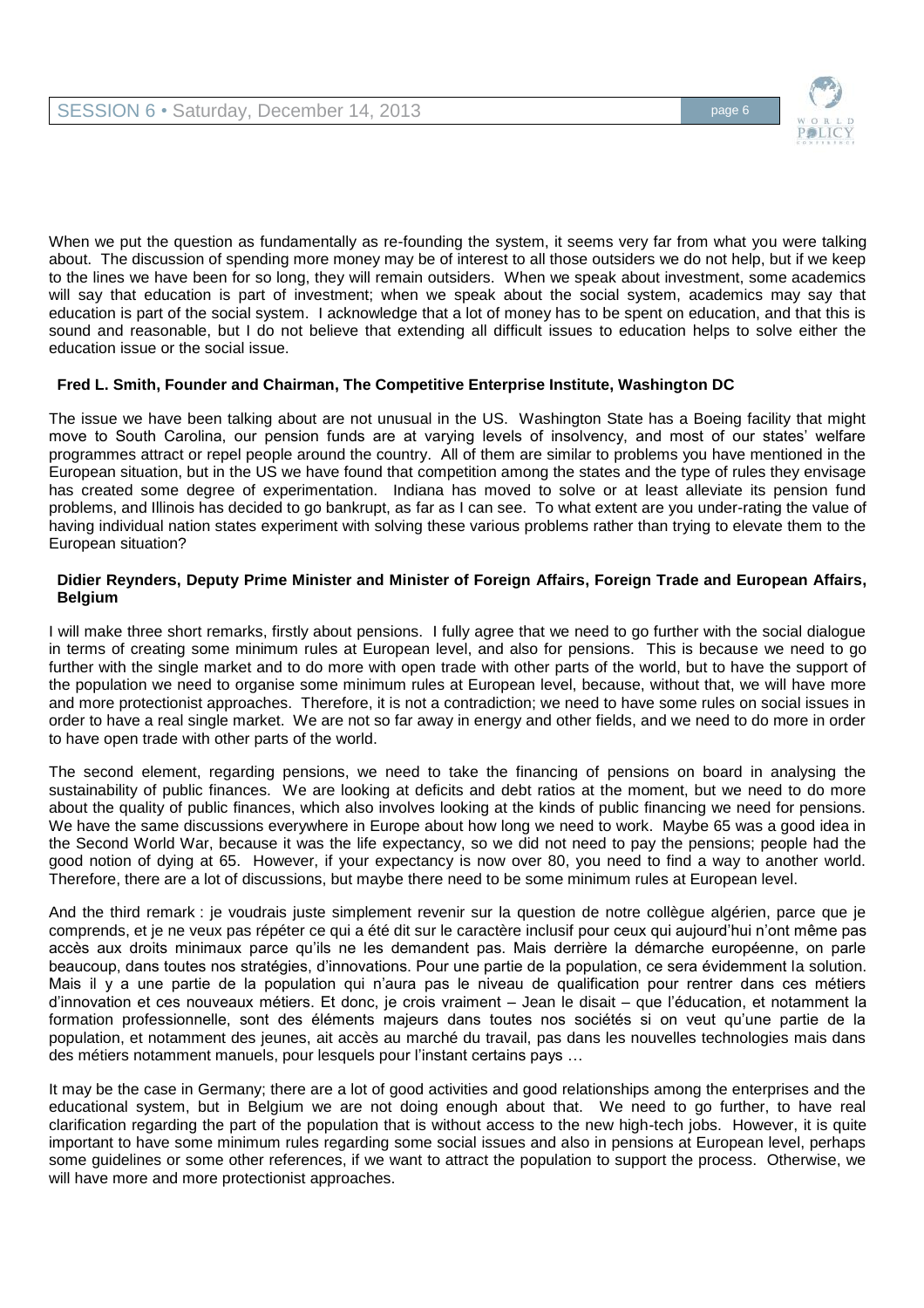When we put the question as fundamentally as re-founding the system, it seems very far from what you were talking about. The discussion of spending more money may be of interest to all those outsiders we do not help, but if we keep to the lines we have been for so long, they will remain outsiders. When we speak about investment, some academics will say that education is part of investment; when we speak about the social system, academics may say that education is part of the social system. I acknowledge that a lot of money has to be spent on education, and that this is sound and reasonable, but I do not believe that extending all difficult issues to education helps to solve either the education issue or the social issue.

**Fred L. Smith, Founder and Chairman, The Competitive Enterprise Institute, Washington DC**

The issue we have been talking about are not unusual in the US. Washington State has a Boeing facility that might move to South Carolina, our pension funds are at varying levels of insolvency, and most of our states' welfare programmes attract or repel people around the country. All of them are similar to problems you have mentioned in the European situation, but in the US we have found that competition among the states and the type of rules they envisage has created some degree of experimentation. Indiana has moved to solve or at least alleviate its pension fund problems, and Illinois has decided to go bankrupt, as far as I can see. To what extent are you under-rating the value of having individual nation states experiment with solving these various problems rather than trying to elevate them to the European situation?

**Didier Reynders, Deputy Prime Minister and Minister of Foreign Affairs, Foreign Trade and European Affairs, Belgium**

I will make three short remarks, firstly about pensions. I fully agree that we need to go further with the social dialogue in terms of creating some minimum rules at European level, and also for pensions. This is because we need to go further with the single market and to do more with open trade with other parts of the world, but to have the support of the population we need to organise some minimum rules at European level, because, without that, we will have more and more protectionist approaches. Therefore, it is not a contradiction; we need to have some rules on social issues in order to have a real single market. We are not so far away in energy and other fields, and we need to do more in order to have open trade with other parts of the world.

The second element, regarding pensions, we need to take the financing of pensions on board in analysing the sustainability of public finances. We are looking at deficits and debt ratios at the moment, but we need to do more about the quality of public finances, which also involves looking at the kinds of public financing we need for pensions. We have the same discussions everywhere in Europe about how long we need to work. Maybe 65 was a good idea in the Second World War, because it was the life expectancy, so we did not need to pay the pensions; people had the good notion of dying at 65. However, if your expectancy is now over 80, you need to find a way to another world. Therefore, there are a lot of discussions, but maybe there need to be some minimum rules at European level.

And the third remark : je voudrais juste simplement revenir sur la question de notre collègue algérien, parce que je comprends, et je ne veux pas répéter ce qui a été dit sur le caractère inclusif pour ceux qui aujourd'hui n'ont même pas accès aux droits minimaux parce qu'ils ne les demandent pas. Mais derrière la démarche européenne, on parle beaucoup, dans toutes nos stratégies, d'innovations. Pour une partie de la population, ce sera évidemment la solution. Mais il y a une partie de la population qui n'aura pas le niveau de qualification pour rentrer dans ces métiers d'innovation et ces nouveaux métiers. Et donc, je crois vraiment – Jean le disait – que l'éducation, et notamment la formation professionnelle, sont des éléments majeurs dans toutes nos sociétés si on veut qu'une partie de la population, et notamment des jeunes, ait accès au marché du travail, pas dans les nouvelles technologies mais dans des métiers notamment manuels, pour lesquels pour l'instant certains pays …

It may be the case in Germany; there are a lot of good activities and good relationships among the enterprises and the educational system, but in Belgium we are not doing enough about that. We need to go further, to have real clarification regarding the part of the population that is without access to the new high-tech jobs. However, it is quite important to have some minimum rules regarding some social issues and also in pensions at European level, perhaps some guidelines or some other references, if we want to attract the population to support the process. Otherwise, we will have more and more protectionist approaches.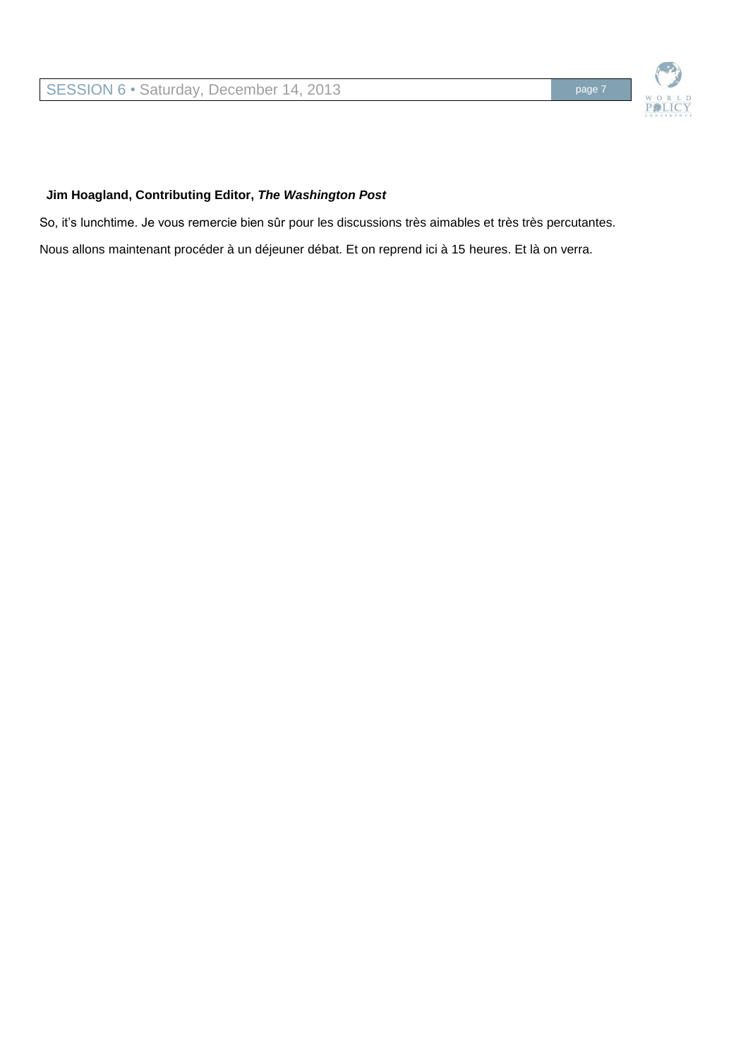**Jim Hoagland, Contributing Editor, *The Washington Post***

So, it's lunchtime. Je vous remercie bien sûr pour les discussions très aimables et très très percutantes.

Nous allons maintenant procéder à un déjeuner débat. Et on reprend ici à 15 heures. Et là on verra.